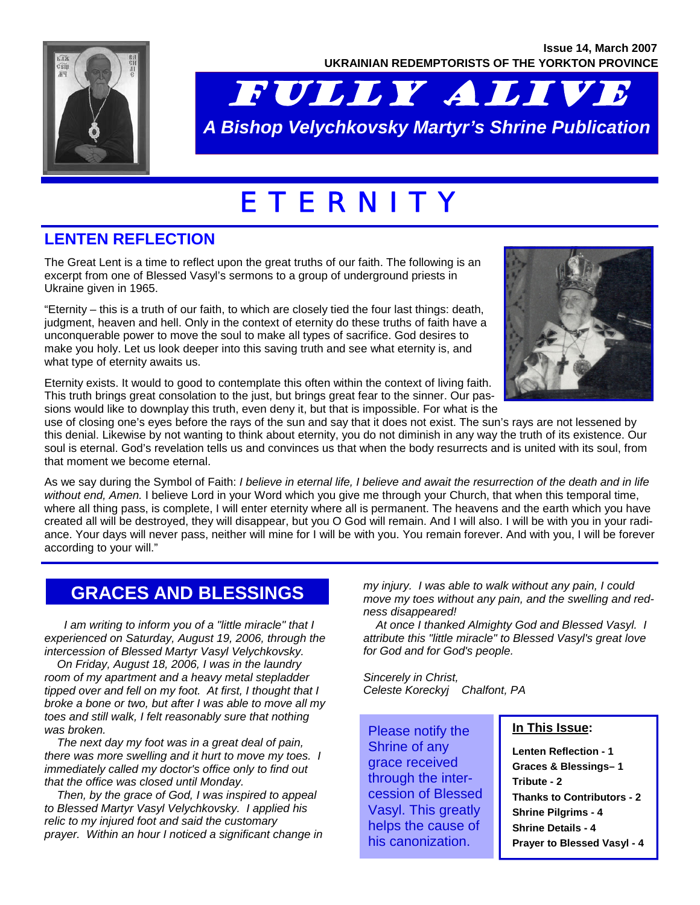Issue 14, March 2007

UKRAINIAN REDEMPTORISTS OF THE YORKTON PROVINCE

# FULLY ALIVE

*A Bishop Velychkovsky Martyr's Shrine Publication*

# E T E R N I T Y

## LENTEN REFLECTION

The Great Lent is a time to reflect upon the great truths of our faith. The following is an excerpt from one of Blessed Vasyl's sermons to a group of underground priests in Ukraine given in 1965.

"Eternity – this is a truth of our faith, to which are closely tied the four last things: death, judgment, heaven and hell. Only in the context of eternity do these truths of faith have a unconquerable power to move the soul to make all types of sacrifice. God desires to make you holy. Let us look deeper into this saving truth and see what eternity is, and what type of eternity awaits us.

Eternity exists. It would to good to contemplate this often within the context of living faith. This truth brings great consolation to the just, but brings great fear to the sinner. Our passions would like to downplay this truth, even deny it, but that is impossible. For what is the use of closing one's eyes before the rays of the sun and say that it does not exist. The sun's rays are not lessened by this denial. Likewise by not wanting to think about eternity, you do not diminish in any way the truth of its existence. Our soul is eternal. God's revelation tells us and convinces us that when the body resurrects and is united with its soul, from that moment we become eternal.

As we say during the Symbol of Faith: *I believe in eternal life, I believe and await the resurrection of the death and in life without end, Amen.* I believe Lord in your Word which you give me through your Church, that when this temporal time, where all thing pass, is complete, I will enter eternity where all is permanent. The heavens and the earth which you have created all will be destroyed, they will disappear, but you O God will remain. And I will also. I will be with you in your radiance. Your days will never pass, neither will mine for I will be with you. You remain forever. And with you, I will be forever according to your will."

## GRACES AND BLESSINGS

*I am writing to inform you of a "little miracle" that I experienced on Saturday, August 19, 2006, through the intercession of Blessed Martyr Vasyl Velychkovsky.*

*On Friday, August 18, 2006, I was in the laundry room of my apartment and a heavy metal stepladder tipped over and fell on my foot. At first, I thought that I broke a bone or two, but after I was able to move all my toes and still walk, I felt reasonably sure that nothing was broken.*

*The next day my foot was in a great deal of pain, there was more swelling and it hurt to move my toes. I immediately called my doctor's office only to find out that the office was closed until Monday.*

*Then, by the grace of God, I was inspired to appeal to Blessed Martyr Vasyl Velychkovsky. I applied his relic to my injured foot and said the customary prayer. Within an hour I noticed a significant change in my injury. I was able to walk without any pain, I could move my toes without any pain, and the swelling and redness disappeared!*

*At once I thanked Almighty God and Blessed Vasyl. I attribute this "little miracle" to Blessed Vasyl's great love for God and for God's people.*

*Sincerely in Christ,*
*Celeste Koreckyj Chalfont, PA*

Please notify the Shrine of any grace received through the intercession of Blessed Vasyl. This greatly helps the cause of his canonization.

**In This Issue:**

- **Lenten Reflection - 1**
- **Graces & Blessings– 1**
- **Tribute - 2**
- **Thanks to Contributors - 2**
- **Shrine Pilgrims - 4**
- **Shrine Details - 4**
- **Prayer to Blessed Vasyl - 4**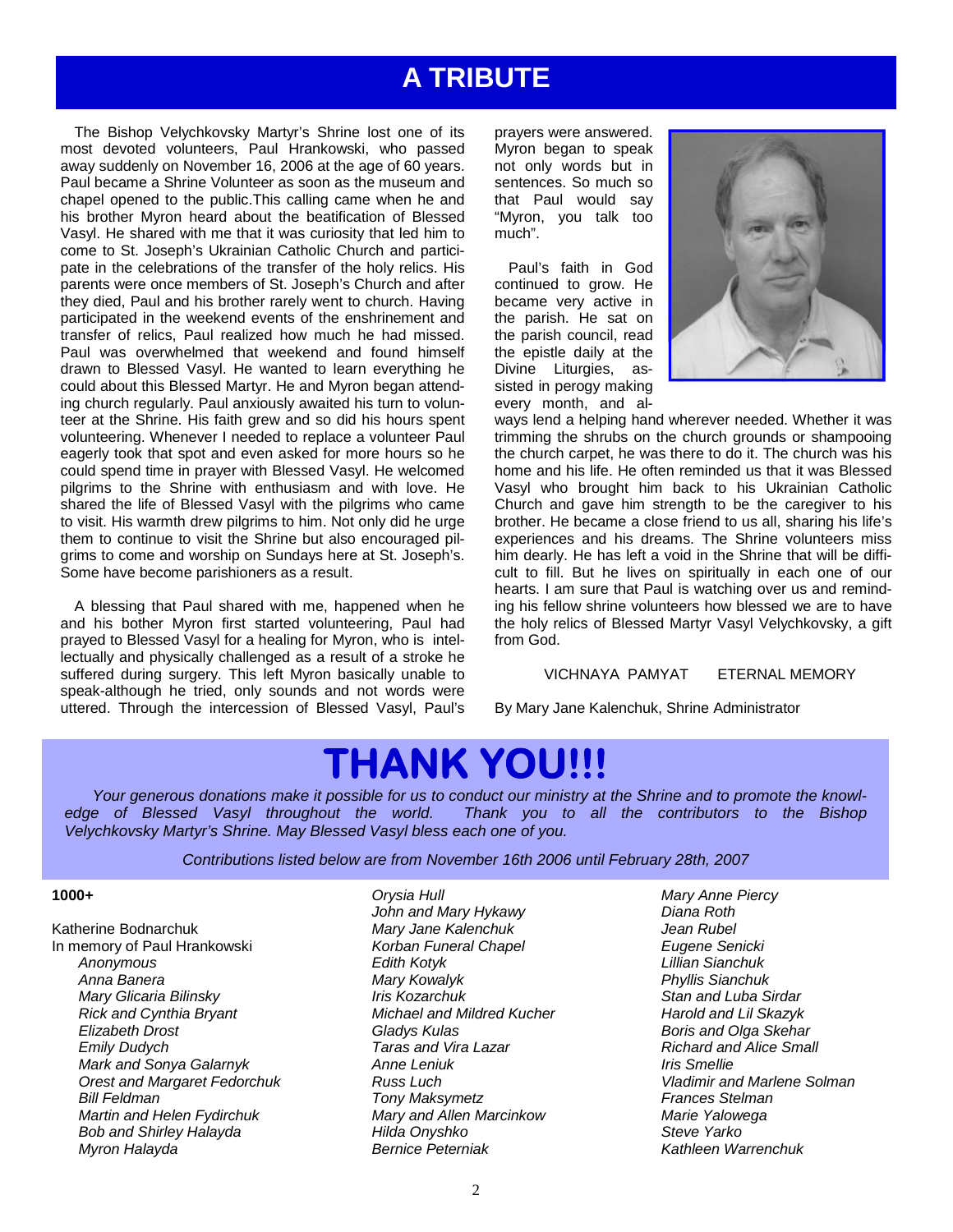# A TRIBUTE

The Bishop Velychkovsky Martyr's Shrine lost one of its most devoted volunteers, Paul Hrankowski, who passed away suddenly on November 16, 2006 at the age of 60 years. Paul became a Shrine Volunteer as soon as the museum and chapel opened to the public.This calling came when he and his brother Myron heard about the beatification of Blessed Vasyl. He shared with me that it was curiosity that led him to come to St. Joseph's Ukrainian Catholic Church and participate in the celebrations of the transfer of the holy relics. His parents were once members of St. Joseph's Church and after they died, Paul and his brother rarely went to church. Having participated in the weekend events of the enshrinement and transfer of relics, Paul realized how much he had missed. Paul was overwhelmed that weekend and found himself drawn to Blessed Vasyl. He wanted to learn everything he could about this Blessed Martyr. He and Myron began attending church regularly. Paul anxiously awaited his turn to volunteer at the Shrine. His faith grew and so did his hours spent volunteering. Whenever I needed to replace a volunteer Paul eagerly took that spot and even asked for more hours so he could spend time in prayer with Blessed Vasyl. He welcomed pilgrims to the Shrine with enthusiasm and with love. He shared the life of Blessed Vasyl with the pilgrims who came to visit. His warmth drew pilgrims to him. Not only did he urge them to continue to visit the Shrine but also encouraged pilgrims to come and worship on Sundays here at St. Joseph's. Some have become parishioners as a result.

A blessing that Paul shared with me, happened when he and his bother Myron first started volunteering, Paul had prayed to Blessed Vasyl for a healing for Myron, who is intellectually and physically challenged as a result of a stroke he suffered during surgery. This left Myron basically unable to speak-although he tried, only sounds and not words were uttered. Through the intercession of Blessed Vasyl, Paul's prayers were answered. Myron began to speak not only words but in sentences. So much so that Paul would say "Myron, you talk too much".

Paul's faith in God continued to grow. He became very active in the parish. He sat on the parish council, read the epistle daily at the Divine Liturgies, assisted in perogy making every month, and always lend a helping hand wherever needed. Whether it was trimming the shrubs on the church grounds or shampooing the church carpet, he was there to do it. The church was his home and his life. He often reminded us that it was Blessed Vasyl who brought him back to his Ukrainian Catholic Church and gave him strength to be the caregiver to his brother. He became a close friend to us all, sharing his life's experiences and his dreams. The Shrine volunteers miss him dearly. He has left a void in the Shrine that will be difficult to fill. But he lives on spiritually in each one of our hearts. I am sure that Paul is watching over us and reminding his fellow shrine volunteers how blessed we are to have the holy relics of Blessed Martyr Vasyl Velychkovsky, a gift from God.

VICHNAYA PAMYAT ETERNAL MEMORY

By Mary Jane Kalenchuk, Shrine Administrator

# THANK YOU!!!

*Your generous donations make it possible for us to conduct our ministry at the Shrine and to promote the knowledge of Blessed Vasyl throughout the world. Thank you to all the contributors to the Bishop Velychkovsky Martyr's Shrine. May Blessed Vasyl bless each one of you.*

*Contributions listed below are from November 16th 2006 until February 28th, 2007*

**1000+**

Katherine Bodnarchuk

In memory of Paul Hrankowski

- *Anonymous*
- *Anna Banera*
- *Mary Glicaria Bilinsky*
- *Rick and Cynthia Bryant*
- *Elizabeth Drost*
- *Emily Dudych*
- *Mark and Sonya Galarnyk*
- *Orest and Margaret Fedorchuk*
- *Bill Feldman*
- *Martin and Helen Fydirchuk*
- *Bob and Shirley Halayda*
- *Myron Halayda*
- *Orysia Hull*
- *John and Mary Hykawy*
- *Mary Jane Kalenchuk*
- *Korban Funeral Chapel*
- *Edith Kotyk*
- *Mary Kowalyk*
- *Iris Kozarchuk*
- *Michael and Mildred Kucher*
- *Gladys Kulas*
- *Taras and Vira Lazar*
- *Anne Leniuk*
- *Russ Luch*
- *Tony Maksymetz*
- *Mary and Allen Marcinkow*
- *Hilda Onyshko*
- *Bernice Peterniak*
- *Mary Anne Piercy*
- *Diana Roth*
- *Jean Rubel*
- *Eugene Senicki*
- *Lillian Sianchuk*
- *Phyllis Sianchuk*
- *Stan and Luba Sirdar*
- *Harold and Lil Skazyk*
- *Boris and Olga Skehar*
- *Richard and Alice Small*
- *Iris Smellie*
- *Vladimir and Marlene Solman*
- *Frances Stelman*
- *Marie Yalowega*
- *Steve Yarko*
- *Kathleen Warrenchuk*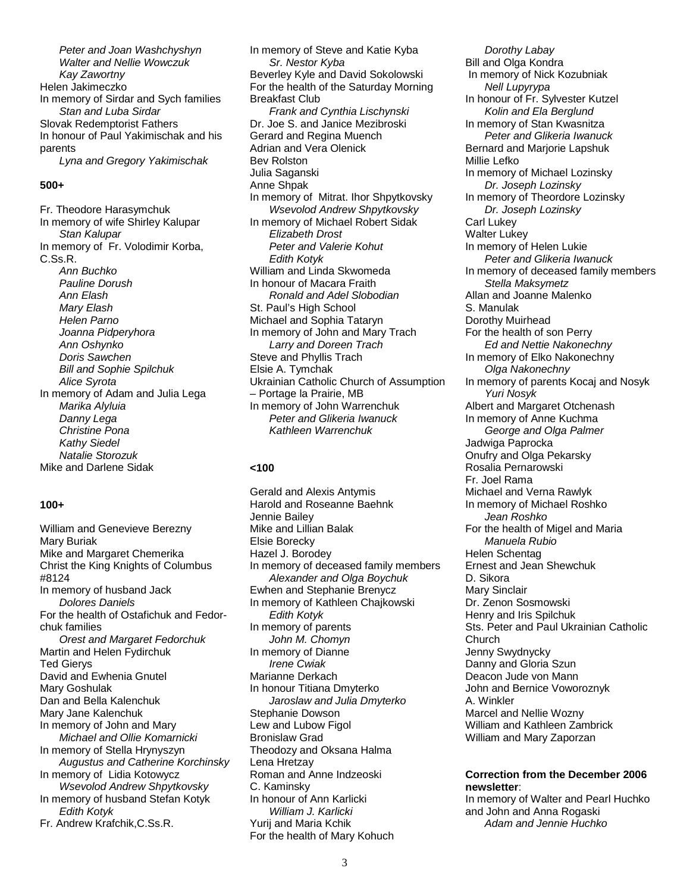*Peter and Joan Washchyshyn*
*Walter and Nellie Wowczuk*
*Kay Zawortny*
Helen Jakimeczko
In memory of Sirdar and Sych families
*Stan and Luba Sirdar*
Slovak Redemptorist Fathers
In honour of Paul Yakimischak and his parents
*Lyna and Gregory Yakimischak*

**500+**

Fr. Theodore Harasymchuk
In memory of wife Shirley Kalupar
*Stan Kalupar*
In memory of Fr. Volodimir Korba, C.Ss.R.
*Ann Buchko*
*Pauline Dorush*
*Ann Elash*
*Mary Elash*
*Helen Parno*
*Joanna Pidperyhora*
*Ann Oshynko*
*Doris Sawchen*
*Bill and Sophie Spilchuk*
*Alice Syrota*
In memory of Adam and Julia Lega
*Marika Alyluia*
*Danny Lega*
*Christine Pona*
*Kathy Siedel*
*Natalie Storozuk*
Mike and Darlene Sidak

**100+**

William and Genevieve Berezny
Mary Buriak
Mike and Margaret Chemerika
Christ the King Knights of Columbus #8124
In memory of husband Jack
*Dolores Daniels*
For the health of Ostafichuk and Fedorchuk families
*Orest and Margaret Fedorchuk*
Martin and Helen Fydirchuk
Ted Gierys
David and Ewhenia Gnutel
Mary Goshulak
Dan and Bella Kalenchuk
Mary Jane Kalenchuk
In memory of John and Mary
*Michael and Ollie Komarnicki*
In memory of Stella Hrynyszyn
*Augustus and Catherine Korchinsky*
In memory of Lidia Kotowycz
*Wsevolod Andrew Shpytkovsky*
In memory of husband Stefan Kotyk
*Edith Kotyk*
Fr. Andrew Krafchik,C.Ss.R.
In memory of Steve and Katie Kyba
*Sr. Nestor Kyba*
Beverley Kyle and David Sokolowski
For the health of the Saturday Morning Breakfast Club
*Frank and Cynthia Lischynski*
Dr. Joe S. and Janice Mezibroski
Gerard and Regina Muench
Adrian and Vera Olenick
Bev Rolston
Julia Saganski
Anne Shpak
In memory of Mitrat. Ihor Shpytkovsky
*Wsevolod Andrew Shpytkovsky*
In memory of Michael Robert Sidak
*Elizabeth Drost*
*Peter and Valerie Kohut*
*Edith Kotyk*
William and Linda Skwomeda
In honour of Macara Fraith
*Ronald and Adel Slobodian*
St. Paul's High School
Michael and Sophia Tataryn
In memory of John and Mary Trach
*Larry and Doreen Trach*
Steve and Phyllis Trach
Elsie A. Tymchak
Ukrainian Catholic Church of Assumption – Portage la Prairie, MB
In memory of John Warrenchuk
*Peter and Glikeria Iwanuck*
*Kathleen Warrenchuk*

**<100**

Gerald and Alexis Antymis
Harold and Roseanne Baehnk
Jennie Bailey
Mike and Lillian Balak
Elsie Borecky
Hazel J. Borodey
In memory of deceased family members
*Alexander and Olga Boychuk*
Ewhen and Stephanie Brenycz
In memory of Kathleen Chajkowski
*Edith Kotyk*
In memory of parents
*John M. Chomyn*
In memory of Dianne
*Irene Cwiak*
Marianne Derkach
In honour Titiana Dmyterko
*Jaroslaw and Julia Dmyterko*
Stephanie Dowson
Lew and Lubow Figol
Bronislaw Grad
Theodozy and Oksana Halma
Lena Hretzay
Roman and Anne Indzeoski
C. Kaminsky
In honour of Ann Karlicki
*William J. Karlicki*
Yurij and Maria Kchik
For the health of Mary Kohuch
*Dorothy Labay*
Bill and Olga Kondra
In memory of Nick Kozubniak
*Nell Lupyrypa*
In honour of Fr. Sylvester Kutzel
*Kolin and Ela Berglund*
In memory of Stan Kwasnitza
*Peter and Glikeria Iwanuck*
Bernard and Marjorie Lapshuk
Millie Lefko
In memory of Michael Lozinsky
*Dr. Joseph Lozinsky*
In memory of Theordore Lozinsky
*Dr. Joseph Lozinsky*
Carl Lukey
Walter Lukey
In memory of Helen Lukie
*Peter and Glikeria Iwanuck*
In memory of deceased family members
*Stella Maksymetz*
Allan and Joanne Malenko
S. Manulak
Dorothy Muirhead
For the health of son Perry
*Ed and Nettie Nakonechny*
In memory of Elko Nakonechny
*Olga Nakonechny*
In memory of parents Kocaj and Nosyk
*Yuri Nosyk*
Albert and Margaret Otchenash
In memory of Anne Kuchma
*George and Olga Palmer*
Jadwiga Paprocka
Onufry and Olga Pekarsky
Rosalia Pernarowski
Fr. Joel Rama
Michael and Verna Rawlyk
In memory of Michael Roshko
*Jean Roshko*
For the health of Migel and Maria
*Manuela Rubio*
Helen Schentag
Ernest and Jean Shewchuk
D. Sikora
Mary Sinclair
Dr. Zenon Sosmowski
Henry and Iris Spilchuk
Sts. Peter and Paul Ukrainian Catholic Church
Jenny Swydnycky
Danny and Gloria Szun
Deacon Jude von Mann
John and Bernice Voworoznyk
A. Winkler
Marcel and Nellie Wozny
William and Kathleen Zambrick
William and Mary Zaporzan

**Correction from the December 2006 newsletter**:
In memory of Walter and Pearl Huchko and John and Anna Rogaski
*Adam and Jennie Huchko*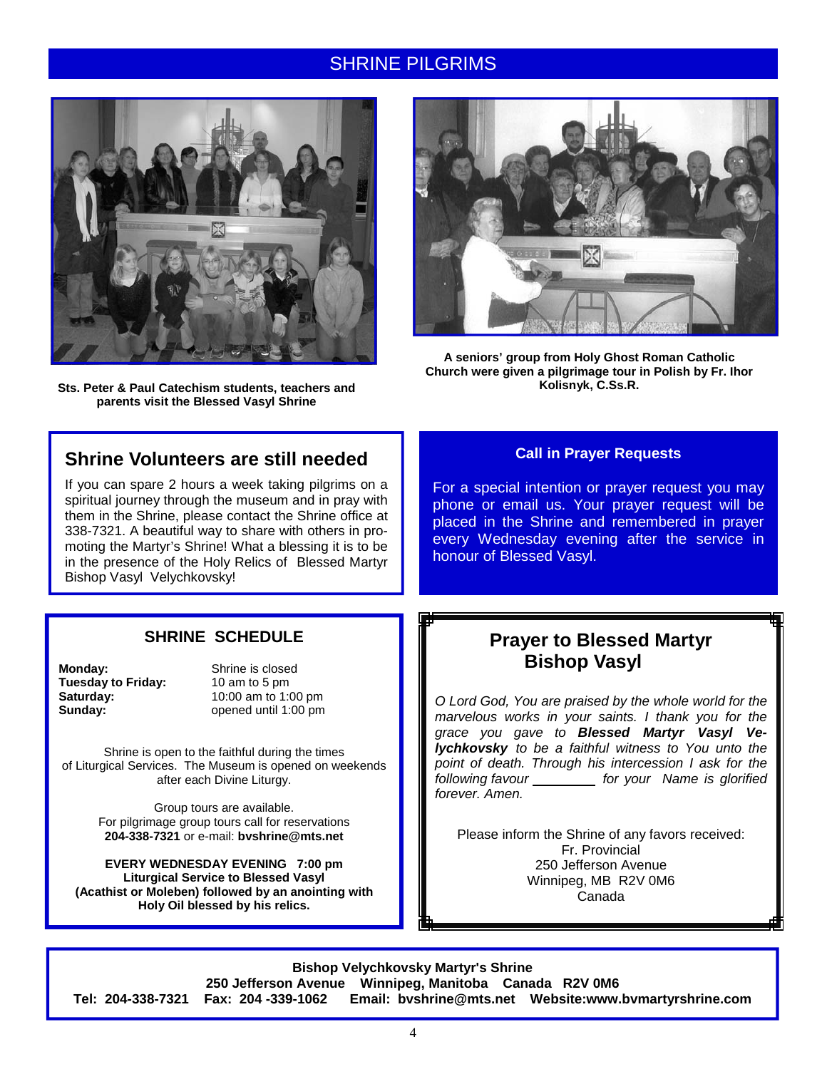# SHRINE PILGRIMS

Sts. Peter & Paul Catechism students, teachers and parents visit the Blessed Vasyl Shrine

A seniors' group from Holy Ghost Roman Catholic Church were given a pilgrimage tour in Polish by Fr. Ihor Kolisnyk, C.Ss.R.

## Shrine Volunteers are still needed

If you can spare 2 hours a week taking pilgrims on a spiritual journey through the museum and in pray with them in the Shrine, please contact the Shrine office at 338-7321. A beautiful way to share with others in promoting the Martyr's Shrine! What a blessing it is to be in the presence of the Holy Relics of Blessed Martyr Bishop Vasyl Velychkovsky!

### Call in Prayer Requests

For a special intention or prayer request you may phone or email us. Your prayer request will be placed in the Shrine and remembered in prayer every Wednesday evening after the service in honour of Blessed Vasyl.

### SHRINE SCHEDULE

| | |
|---|---|
| **Monday:** | Shrine is closed |
| **Tuesday to Friday:** | 10 am to 5 pm |
| **Saturday:** | 10:00 am to 1:00 pm |
| **Sunday:** | opened until 1:00 pm |

Shrine is open to the faithful during the times of Liturgical Services. The Museum is opened on weekends after each Divine Liturgy.

Group tours are available.
For pilgrimage group tours call for reservations
**204-338-7321** or e-mail: **bvshrine@mts.net**

**EVERY WEDNESDAY EVENING 7:00 pm**
**Liturgical Service to Blessed Vasyl**
**(Acathist or Moleben) followed by an anointing with Holy Oil blessed by his relics.**

## Prayer to Blessed Martyr Bishop Vasyl

*O Lord God, You are praised by the whole world for the marvelous works in your saints. I thank you for the grace you gave to* ***Blessed Martyr Vasyl Velychkovsky*** *to be a faithful witness to You unto the point of death. Through his intercession I ask for the following favour \_\_\_\_\_\_\_\_ for your Name is glorified forever. Amen.*

Please inform the Shrine of any favors received:
Fr. Provincial
250 Jefferson Avenue
Winnipeg, MB R2V 0M6
Canada

**Bishop Velychkovsky Martyr's Shrine**
**250 Jefferson Avenue Winnipeg, Manitoba Canada R2V 0M6**
**Tel: 204-338-7321 Fax: 204 -339-1062 Email: bvshrine@mts.net Website:www.bvmartyrshrine.com**